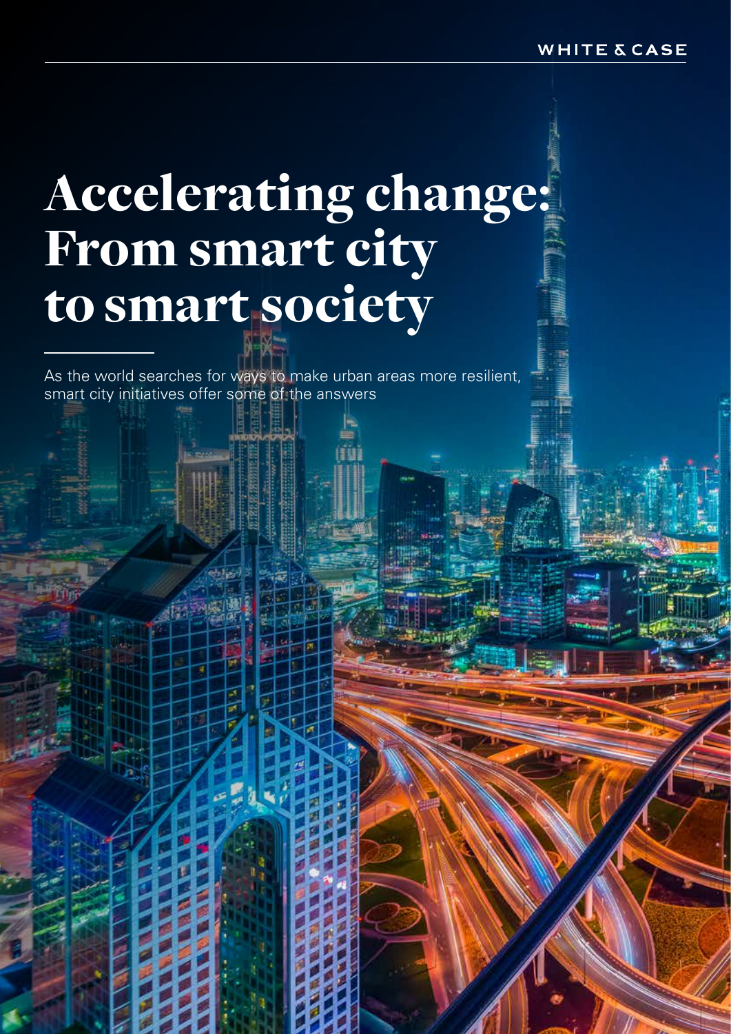WHITE & CASE

# Accelerating change: From smart city to smart society

As the world searches for ways to make urban areas more resilient, smart city initiatives offer some of the answers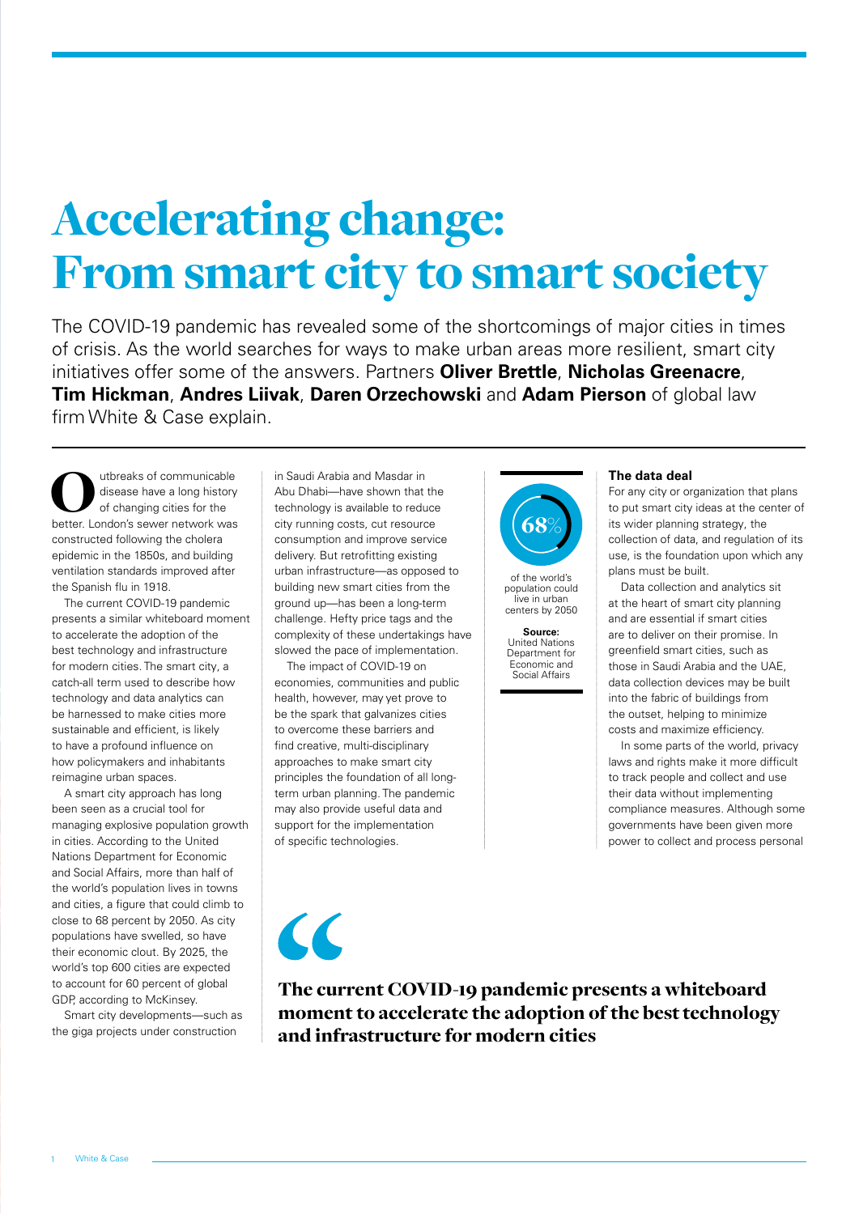# Accelerating change: From smart city to smart society

The COVID-19 pandemic has revealed some of the shortcomings of major cities in times of crisis. As the world searches for ways to make urban areas more resilient, smart city initiatives offer some of the answers. Partners **Oliver Brettle**, **Nicholas Greenacre**, **Tim Hickman**, **Andres Liivak**, **Daren Orzechowski** and **Adam Pierson** of global law firm White & Case explain.

Outbreaks of communicable disease have a long history of changing cities for the better. London's sewer network was constructed following the cholera epidemic in the 1850s, and building ventilation standards improved after the Spanish flu in 1918.

The current COVID-19 pandemic presents a similar whiteboard moment to accelerate the adoption of the best technology and infrastructure for modern cities. The smart city, a catch-all term used to describe how technology and data analytics can be harnessed to make cities more sustainable and efficient, is likely to have a profound influence on how policymakers and inhabitants reimagine urban spaces.

A smart city approach has long been seen as a crucial tool for managing explosive population growth in cities. According to the United Nations Department for Economic and Social Affairs, more than half of the world's population lives in towns and cities, a figure that could climb to close to 68 percent by 2050. As city populations have swelled, so have their economic clout. By 2025, the world's top 600 cities are expected to account for 60 percent of global GDP, according to McKinsey.

Smart city developments—such as the giga projects under construction in Saudi Arabia and Masdar in Abu Dhabi—have shown that the technology is available to reduce city running costs, cut resource consumption and improve service delivery. But retrofitting existing urban infrastructure—as opposed to building new smart cities from the ground up—has been a long-term challenge. Hefty price tags and the complexity of these undertakings have slowed the pace of implementation.

The impact of COVID-19 on economies, communities and public health, however, may yet prove to be the spark that galvanizes cities to overcome these barriers and find creative, multi-disciplinary approaches to make smart city principles the foundation of all long-term urban planning. The pandemic may also provide useful data and support for the implementation of specific technologies.

**68%** of the world's population could live in urban centers by 2050

**Source:** United Nations Department for Economic and Social Affairs

### The data deal

For any city or organization that plans to put smart city ideas at the center of its wider planning strategy, the collection of data, and regulation of its use, is the foundation upon which any plans must be built.

Data collection and analytics sit at the heart of smart city planning and are essential if smart cities are to deliver on their promise. In greenfield smart cities, such as those in Saudi Arabia and the UAE, data collection devices may be built into the fabric of buildings from the outset, helping to minimize costs and maximize efficiency.

In some parts of the world, privacy laws and rights make it more difficult to track people and collect and use their data without implementing compliance measures. Although some governments have been given more power to collect and process personal

> **The current COVID-19 pandemic presents a whiteboard moment to accelerate the adoption of the best technology and infrastructure for modern cities**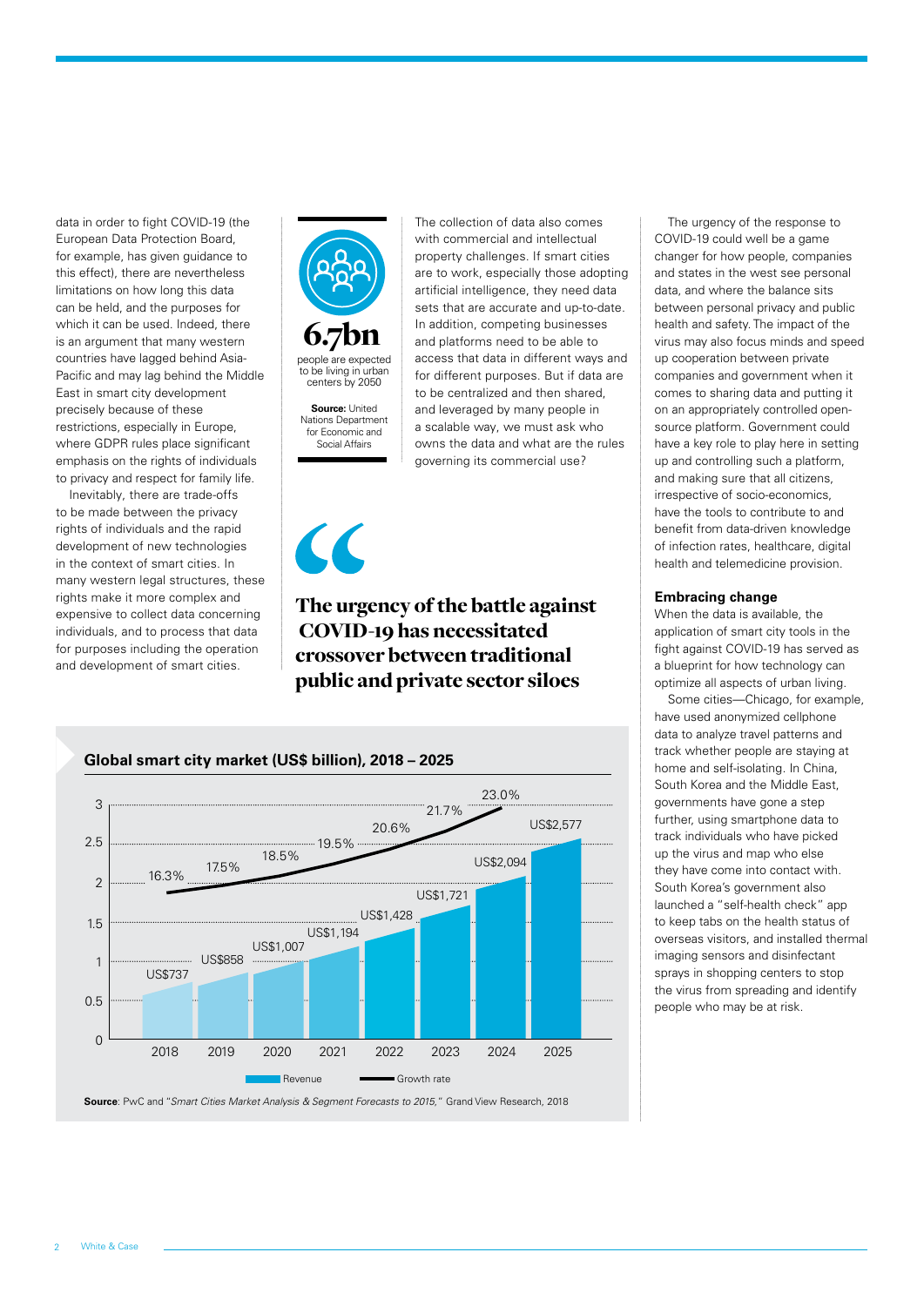data in order to fight COVID-19 (the European Data Protection Board, for example, has given guidance to this effect), there are nevertheless limitations on how long this data can be held, and the purposes for which it can be used. Indeed, there is an argument that many western countries have lagged behind Asia-Pacific and may lag behind the Middle East in smart city development precisely because of these restrictions, especially in Europe, where GDPR rules place significant emphasis on the rights of individuals to privacy and respect for family life.

Inevitably, there are trade-offs to be made between the privacy rights of individuals and the rapid development of new technologies in the context of smart cities. In many western legal structures, these rights make it more complex and expensive to collect data concerning individuals, and to process that data for purposes including the operation and development of smart cities.

**6.7bn**

people are expected to be living in urban centers by 2050

**Source:** United Nations Department for Economic and Social Affairs

The collection of data also comes with commercial and intellectual property challenges. If smart cities are to work, especially those adopting artificial intelligence, they need data sets that are accurate and up-to-date. In addition, competing businesses and platforms need to be able to access that data in different ways and for different purposes. But if data are to be centralized and then shared, and leveraged by many people in a scalable way, we must ask who owns the data and what are the rules governing its commercial use?

> **The urgency of the battle against COVID-19 has necessitated crossover between traditional public and private sector siloes**

**Global smart city market (US$ billion), 2018 – 2025**

| Year | Revenue | Growth rate |
|---|---|---|
| 2018 | US$737 | 16.3% |
| 2019 | US$858 | 17.5% |
| 2020 | US$1,007 | 18.5% |
| 2021 | US$1,194 | 19.5% |
| 2022 | US$1,428 | 20.6% |
| 2023 | US$1,721 | 21.7% |
| 2024 | US$2,094 | 23.0% |
| 2025 | US$2,577 | |

**Source**: PwC and "*Smart Cities Market Analysis & Segment Forecasts to 2015,*" Grand View Research, 2018

The urgency of the response to COVID-19 could well be a game changer for how people, companies and states in the west see personal data, and where the balance sits between personal privacy and public health and safety. The impact of the virus may also focus minds and speed up cooperation between private companies and government when it comes to sharing data and putting it on an appropriately controlled open-source platform. Government could have a key role to play here in setting up and controlling such a platform, and making sure that all citizens, irrespective of socio-economics, have the tools to contribute to and benefit from data-driven knowledge of infection rates, healthcare, digital health and telemedicine provision.

### Embracing change

When the data is available, the application of smart city tools in the fight against COVID-19 has served as a blueprint for how technology can optimize all aspects of urban living.

Some cities—Chicago, for example, have used anonymized cellphone data to analyze travel patterns and track whether people are staying at home and self-isolating. In China, South Korea and the Middle East, governments have gone a step further, using smartphone data to track individuals who have picked up the virus and map who else they have come into contact with. South Korea's government also launched a "self-health check" app to keep tabs on the health status of overseas visitors, and installed thermal imaging sensors and disinfectant sprays in shopping centers to stop the virus from spreading and identify people who may be at risk.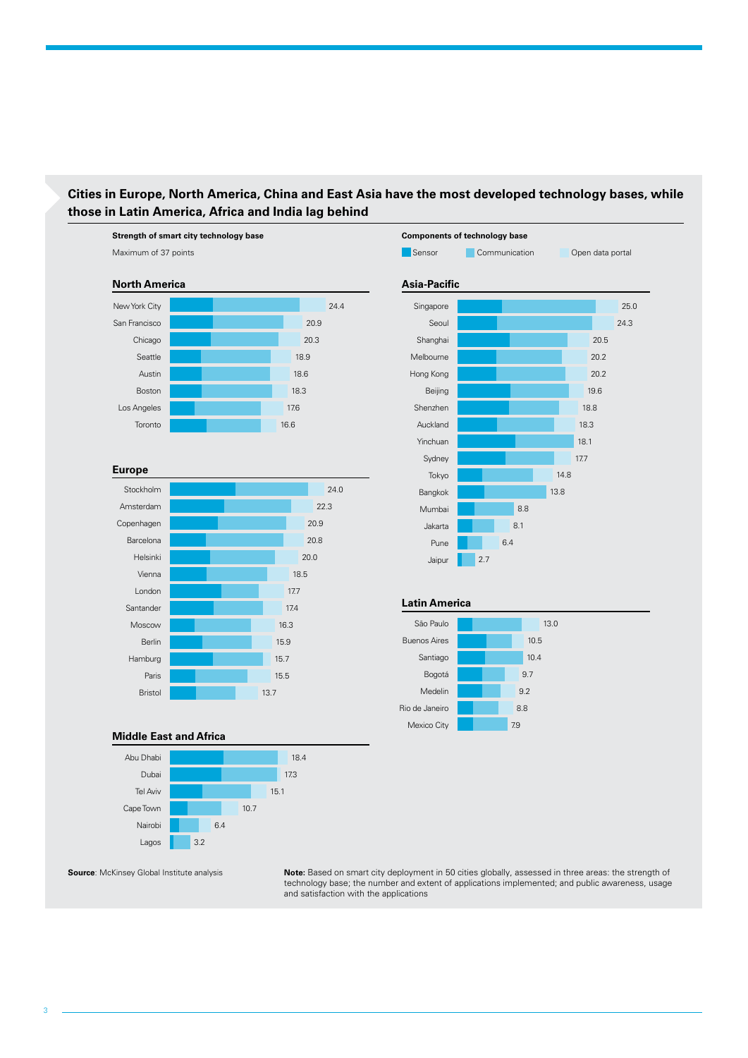## Cities in Europe, North America, China and East Asia have the most developed technology bases, while those in Latin America, Africa and India lag behind

**Strength of smart city technology base**

Maximum of 37 points

**Components of technology base**

Sensor | Communication | Open data portal

### North America

| City | Score |
|---|---|
| New York City | 24.4 |
| San Francisco | 20.9 |
| Chicago | 20.3 |
| Seattle | 18.9 |
| Austin | 18.6 |
| Boston | 18.3 |
| Los Angeles | 17.6 |
| Toronto | 16.6 |

### Europe

| City | Score |
|---|---|
| Stockholm | 24.0 |
| Amsterdam | 22.3 |
| Copenhagen | 20.9 |
| Barcelona | 20.8 |
| Helsinki | 20.0 |
| Vienna | 18.5 |
| London | 17.7 |
| Santander | 17.4 |
| Moscow | 16.3 |
| Berlin | 15.9 |
| Hamburg | 15.7 |
| Paris | 15.5 |
| Bristol | 13.7 |

### Middle East and Africa

| City | Score |
|---|---|
| Abu Dhabi | 18.4 |
| Dubai | 17.3 |
| Tel Aviv | 15.1 |
| Cape Town | 10.7 |
| Nairobi | 6.4 |
| Lagos | 3.2 |

### Asia-Pacific

| City | Score |
|---|---|
| Singapore | 25.0 |
| Seoul | 24.3 |
| Shanghai | 20.5 |
| Melbourne | 20.2 |
| Hong Kong | 20.2 |
| Beijing | 19.6 |
| Shenzhen | 18.8 |
| Auckland | 18.3 |
| Yinchuan | 18.1 |
| Sydney | 17.7 |
| Tokyo | 14.8 |
| Bangkok | 13.8 |
| Mumbai | 8.8 |
| Jakarta | 8.1 |
| Pune | 6.4 |
| Jaipur | 2.7 |

### Latin America

| City | Score |
|---|---|
| São Paulo | 13.0 |
| Buenos Aires | 10.5 |
| Santiago | 10.4 |
| Bogotá | 9.7 |
| Medelin | 9.2 |
| Rio de Janeiro | 8.8 |
| Mexico City | 7.9 |

**Source**: McKinsey Global Institute analysis

**Note:** Based on smart city deployment in 50 cities globally, assessed in three areas: the strength of technology base; the number and extent of applications implemented; and public awareness, usage and satisfaction with the applications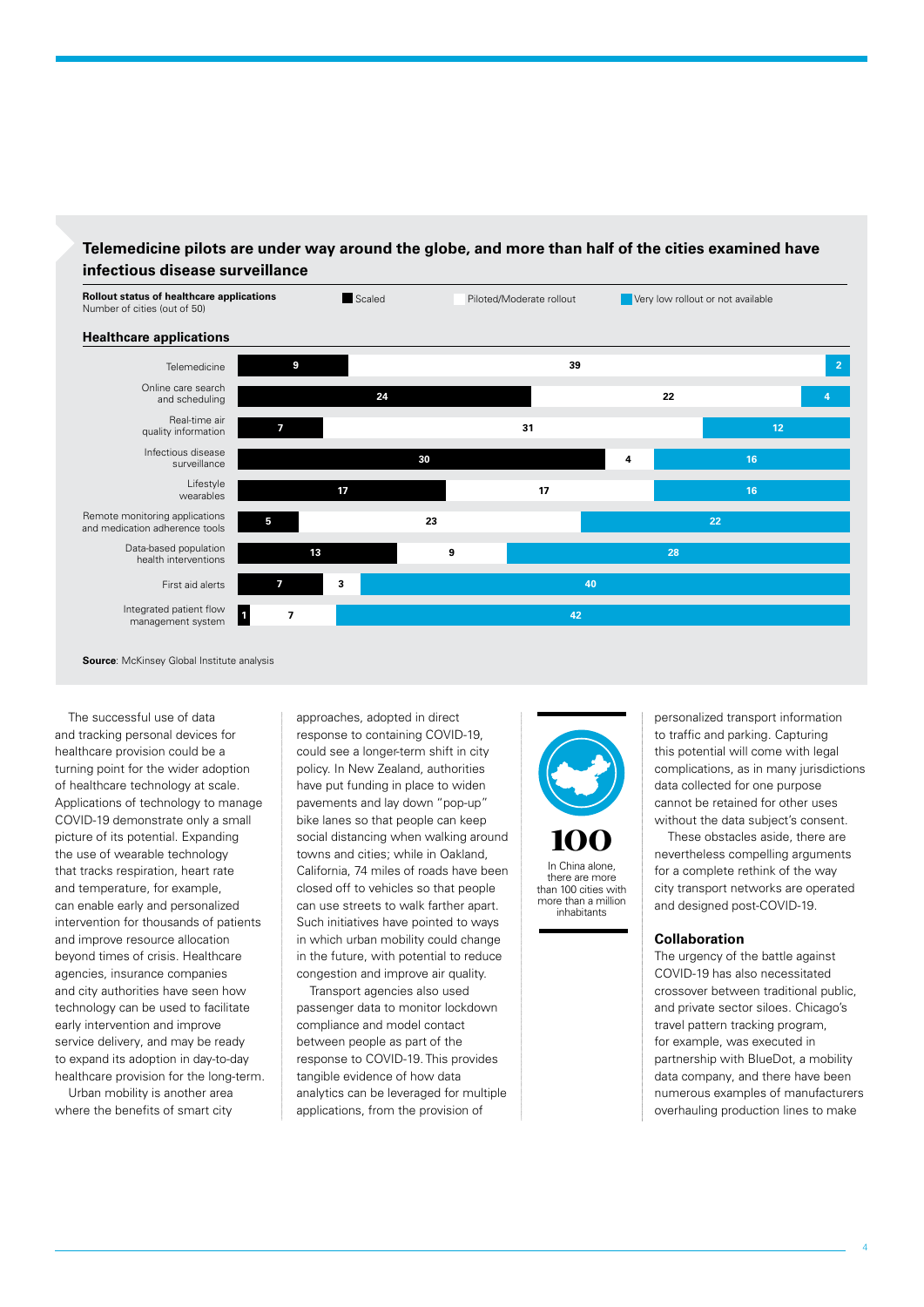### Telemedicine pilots are under way around the globe, and more than half of the cities examined have infectious disease surveillance

**Rollout status of healthcare applications**
Number of cities (out of 50)

**Healthcare applications**

| Healthcare applications | Scaled | Piloted/Moderate rollout | Very low rollout or not available |
|---|---|---|---|
| Telemedicine | 9 | 39 | 2 |
| Online care search and scheduling | 24 | 22 | 4 |
| Real-time air quality information | 7 | 31 | 12 |
| Infectious disease surveillance | 30 | 4 | 16 |
| Lifestyle wearables | 17 | 17 | 16 |
| Remote monitoring applications and medication adherence tools | 5 | 23 | 22 |
| Data-based population health interventions | 13 | 9 | 28 |
| First aid alerts | 7 | 3 | 40 |
| Integrated patient flow management system | 1 | 7 | 42 |

**Source**: McKinsey Global Institute analysis

The successful use of data and tracking personal devices for healthcare provision could be a turning point for the wider adoption of healthcare technology at scale. Applications of technology to manage COVID-19 demonstrate only a small picture of its potential. Expanding the use of wearable technology that tracks respiration, heart rate and temperature, for example, can enable early and personalized intervention for thousands of patients and improve resource allocation beyond times of crisis. Healthcare agencies, insurance companies and city authorities have seen how technology can be used to facilitate early intervention and improve service delivery, and may be ready to expand its adoption in day-to-day healthcare provision for the long-term.

Urban mobility is another area where the benefits of smart city approaches, adopted in direct response to containing COVID-19, could see a longer-term shift in city policy. In New Zealand, authorities have put funding in place to widen pavements and lay down "pop-up" bike lanes so that people can keep social distancing when walking around towns and cities; while in Oakland, California, 74 miles of roads have been closed off to vehicles so that people can use streets to walk farther apart. Such initiatives have pointed to ways in which urban mobility could change in the future, with potential to reduce congestion and improve air quality.

Transport agencies also used passenger data to monitor lockdown compliance and model contact between people as part of the response to COVID-19. This provides tangible evidence of how data analytics can be leveraged for multiple applications, from the provision of personalized transport information to traffic and parking. Capturing this potential will come with legal complications, as in many jurisdictions data collected for one purpose cannot be retained for other uses without the data subject's consent.

These obstacles aside, there are nevertheless compelling arguments for a complete rethink of the way city transport networks are operated and designed post-COVID-19.

**100**

In China alone, there are more than 100 cities with more than a million inhabitants

### Collaboration

The urgency of the battle against COVID-19 has also necessitated crossover between traditional public, and private sector siloes. Chicago's travel pattern tracking program, for example, was executed in partnership with BlueDot, a mobility data company, and there have been numerous examples of manufacturers overhauling production lines to make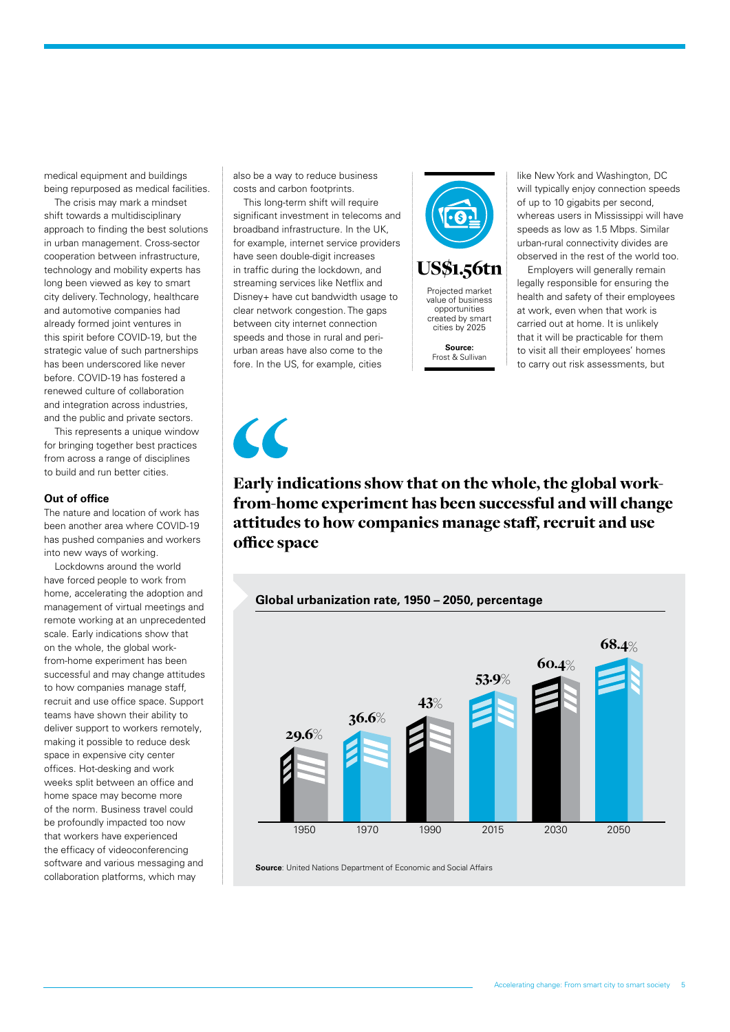medical equipment and buildings being repurposed as medical facilities.

The crisis may mark a mindset shift towards a multidisciplinary approach to finding the best solutions in urban management. Cross-sector cooperation between infrastructure, technology and mobility experts has long been viewed as key to smart city delivery. Technology, healthcare and automotive companies had already formed joint ventures in this spirit before COVID-19, but the strategic value of such partnerships has been underscored like never before. COVID-19 has fostered a renewed culture of collaboration and integration across industries, and the public and private sectors.

This represents a unique window for bringing together best practices from across a range of disciplines to build and run better cities.

#### Out of office

The nature and location of work has been another area where COVID-19 has pushed companies and workers into new ways of working.

Lockdowns around the world have forced people to work from home, accelerating the adoption and management of virtual meetings and remote working at an unprecedented scale. Early indications show that on the whole, the global work-from-home experiment has been successful and may change attitudes to how companies manage staff, recruit and use office space. Support teams have shown their ability to deliver support to workers remotely, making it possible to reduce desk space in expensive city center offices. Hot-desking and work weeks split between an office and home space may become more of the norm. Business travel could be profoundly impacted too now that workers have experienced the efficacy of videoconferencing software and various messaging and collaboration platforms, which may also be a way to reduce business costs and carbon footprints.

This long-term shift will require significant investment in telecoms and broadband infrastructure. In the UK, for example, internet service providers have seen double-digit increases in traffic during the lockdown, and streaming services like Netflix and Disney+ have cut bandwidth usage to clear network congestion. The gaps between city internet connection speeds and those in rural and peri-urban areas have also come to the fore. In the US, for example, cities like New York and Washington, DC will typically enjoy connection speeds of up to 10 gigabits per second, whereas users in Mississippi will have speeds as low as 1.5 Mbps. Similar urban-rural connectivity divides are observed in the rest of the world too.

Employers will generally remain legally responsible for ensuring the health and safety of their employees at work, even when that work is carried out at home. It is unlikely that it will be practicable for them to visit all their employees' homes to carry out risk assessments, but

**US$1.56tn**

Projected market value of business opportunities created by smart cities by 2025

**Source:** Frost & Sullivan

> **Early indications show that on the whole, the global work-from-home experiment has been successful and will change attitudes to how companies manage staff, recruit and use office space**

**Global urbanization rate, 1950 – 2050, percentage**

| Year | Urbanization rate |
|---|---|
| 1950 | 29.6% |
| 1970 | 36.6% |
| 1990 | 43% |
| 2015 | 53.9% |
| 2030 | 60.4% |
| 2050 | 68.4% |

**Source**: United Nations Department of Economic and Social Affairs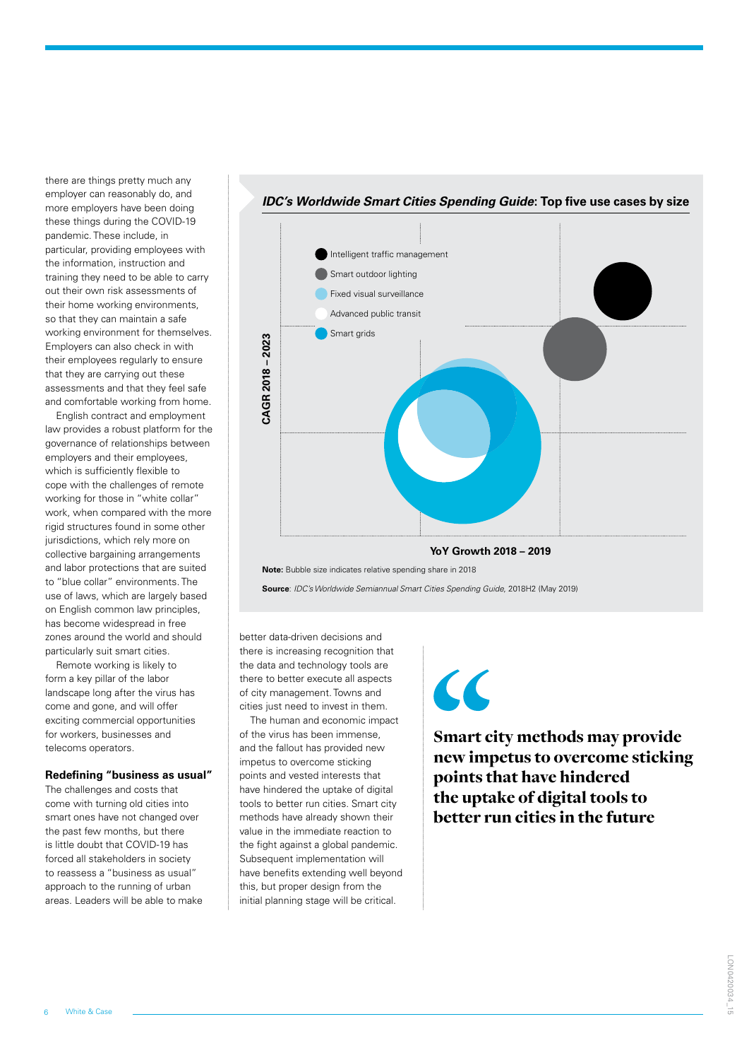there are things pretty much any employer can reasonably do, and more employers have been doing these things during the COVID-19 pandemic. These include, in particular, providing employees with the information, instruction and training they need to be able to carry out their own risk assessments of their home working environments, so that they can maintain a safe working environment for themselves. Employers can also check in with their employees regularly to ensure that they are carrying out these assessments and that they feel safe and comfortable working from home.

English contract and employment law provides a robust platform for the governance of relationships between employers and their employees, which is sufficiently flexible to cope with the challenges of remote working for those in "white collar" work, when compared with the more rigid structures found in some other jurisdictions, which rely more on collective bargaining arrangements and labor protections that are suited to "blue collar" environments. The use of laws, which are largely based on English common law principles, has become widespread in free zones around the world and should particularly suit smart cities.

Remote working is likely to form a key pillar of the labor landscape long after the virus has come and gone, and will offer exciting commercial opportunities for workers, businesses and telecoms operators.

### Redefining "business as usual"

The challenges and costs that come with turning old cities into smart ones have not changed over the past few months, but there is little doubt that COVID-19 has forced all stakeholders in society to reassess a "business as usual" approach to the running of urban areas. Leaders will be able to make better data-driven decisions and there is increasing recognition that the data and technology tools are there to better execute all aspects of city management. Towns and cities just need to invest in them.

The human and economic impact of the virus has been immense, and the fallout has provided new impetus to overcome sticking points and vested interests that have hindered the uptake of digital tools to better run cities. Smart city methods have already shown their value in the immediate reaction to the fight against a global pandemic. Subsequent implementation will have benefits extending well beyond this, but proper design from the initial planning stage will be critical.

***IDC's Worldwide Smart Cities Spending Guide*: Top five use cases by size**

- Intelligent traffic management
- Smart outdoor lighting
- Fixed visual surveillance
- Advanced public transit
- Smart grids

CAGR 2018 – 2023

YoY Growth 2018 – 2019

**Note:** Bubble size indicates relative spending share in 2018

**Source**: *IDC's Worldwide Semiannual Smart Cities Spending Guide*, 2018H2 (May 2019)

> **Smart city methods may provide new impetus to overcome sticking points that have hindered the uptake of digital tools to better run cities in the future**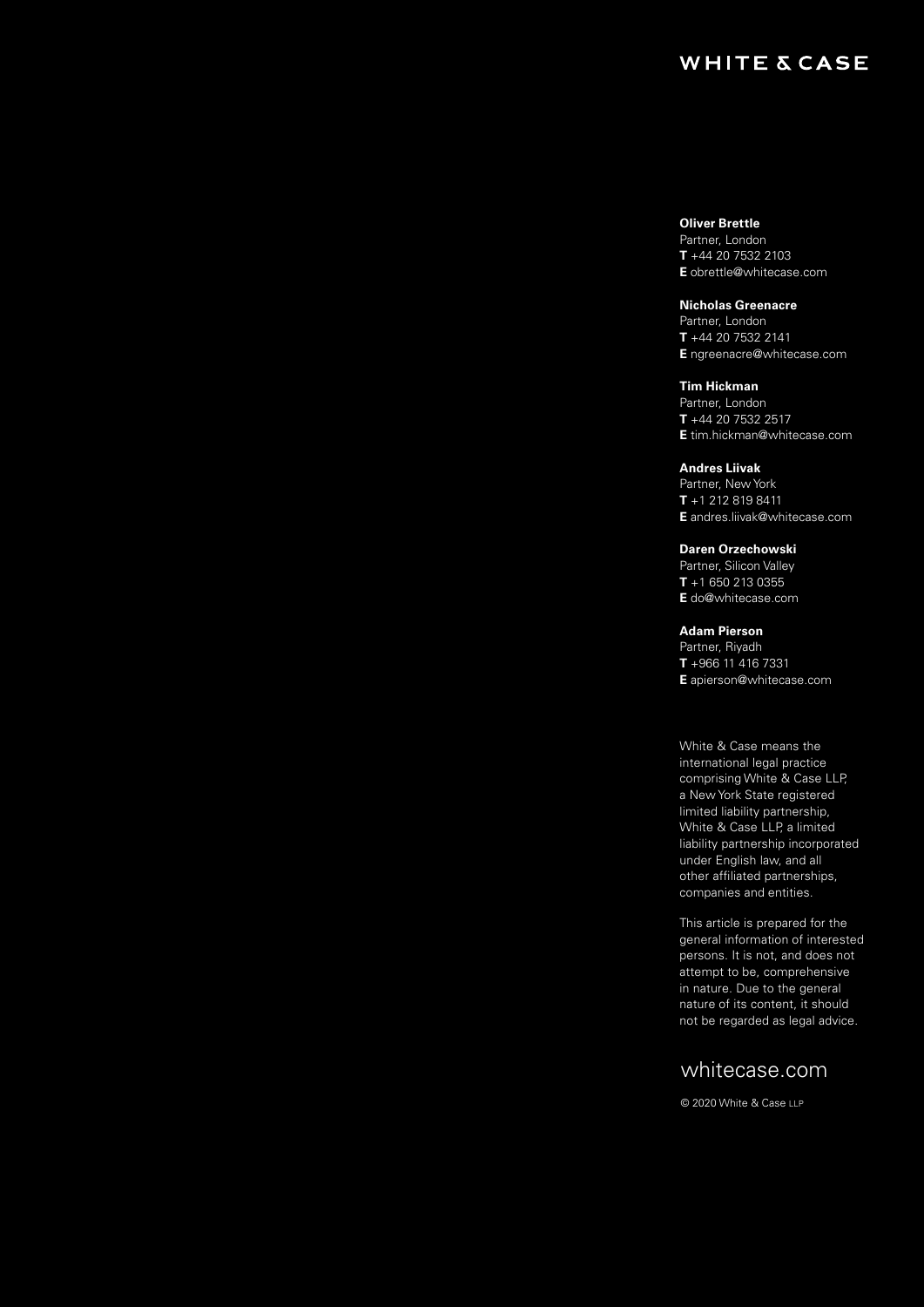WHITE & CASE

**Oliver Brettle**
Partner, London
**T** +44 20 7532 2103
**E** obrettle@whitecase.com

**Nicholas Greenacre**
Partner, London
**T** +44 20 7532 2141
**E** ngreenacre@whitecase.com

**Tim Hickman**
Partner, London
**T** +44 20 7532 2517
**E** tim.hickman@whitecase.com

**Andres Liivak**
Partner, New York
**T** +1 212 819 8411
**E** andres.liivak@whitecase.com

**Daren Orzechowski**
Partner, Silicon Valley
**T** +1 650 213 0355
**E** do@whitecase.com

**Adam Pierson**
Partner, Riyadh
**T** +966 11 416 7331
**E** apierson@whitecase.com

White & Case means the international legal practice comprising White & Case LLP, a New York State registered limited liability partnership, White & Case LLP, a limited liability partnership incorporated under English law, and all other affiliated partnerships, companies and entities.

This article is prepared for the general information of interested persons. It is not, and does not attempt to be, comprehensive in nature. Due to the general nature of its content, it should not be regarded as legal advice.

whitecase.com

© 2020 White & Case LLP